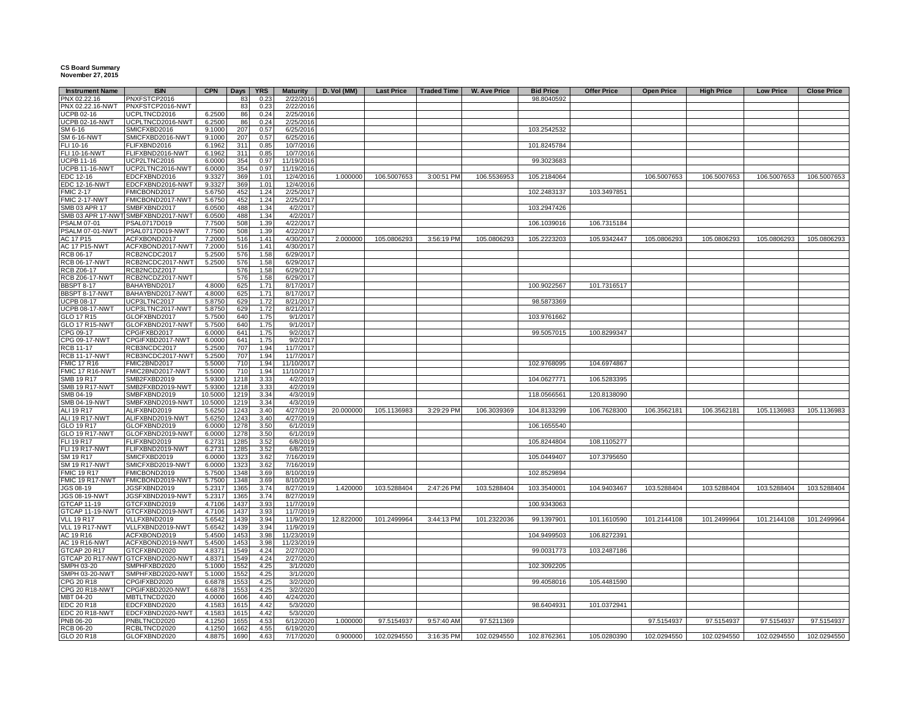**CS Board Summary**
**November 27, 2015**

| Instrument Name | ISIN | CPN | Days | YRS | Maturity | D. Vol (MM) | Last Price | Traded Time | W. Ave Price | Bid Price | Offer Price | Open Price | High Price | Low Price | Close Price |
|---|---|---|---|---|---|---|---|---|---|---|---|---|---|---|---|
| PNX 02.22.16 | PNXFSTCP2016 | | 83 | 0.23 | 2/22/2016 | | | | | 98.8040592 | | | | | |
| PNX 02.22.16-NWT | PNXFSTCP2016-NWT | | 83 | 0.23 | 2/22/2016 | | | | | | | | | | |
| UCPB 02-16 | UCPLTNCD2016 | 6.2500 | 86 | 0.24 | 2/25/2016 | | | | | | | | | | |
| UCPB 02-16-NWT | UCPLTNCD2016-NWT | 6.2500 | 86 | 0.24 | 2/25/2016 | | | | | | | | | | |
| SM 6-16 | SMICFXBD2016 | 9.1000 | 207 | 0.57 | 6/25/2016 | | | | | 103.2542532 | | | | | |
| SM 6-16-NWT | SMICFXBD2016-NWT | 9.1000 | 207 | 0.57 | 6/25/2016 | | | | | | | | | | |
| FLI 10-16 | FLIFXBND2016 | 6.1962 | 311 | 0.85 | 10/7/2016 | | | | | 101.8245784 | | | | | |
| FLI 10-16-NWT | FLIFXBND2016-NWT | 6.1962 | 311 | 0.85 | 10/7/2016 | | | | | | | | | | |
| UCPB 11-16 | UCP2LTNC2016 | 6.0000 | 354 | 0.97 | 11/19/2016 | | | | | 99.3023683 | | | | | |
| UCPB 11-16-NWT | UCP2LTNC2016-NWT | 6.0000 | 354 | 0.97 | 11/19/2016 | | | | | | | | | | |
| EDC 12-16 | EDCFXBND2016 | 9.3327 | 369 | 1.01 | 12/4/2016 | 1.000000 | 106.5007653 | 3:00:51 PM | 106.5536953 | 105.2184064 | | 106.5007653 | 106.5007653 | 106.5007653 | 106.5007653 |
| EDC 12-16-NWT | EDCFXBND2016-NWT | 9.3327 | 369 | 1.01 | 12/4/2016 | | | | | | | | | | |
| FMIC 2-17 | FMICBOND2017 | 5.6750 | 452 | 1.24 | 2/25/2017 | | | | | 102.2483137 | 103.3497851 | | | | |
| FMIC 2-17-NWT | FMICBOND2017-NWT | 5.6750 | 452 | 1.24 | 2/25/2017 | | | | | | | | | | |
| SMB 03 APR 17 | SMBFXBND2017 | 6.0500 | 488 | 1.34 | 4/2/2017 | | | | | 103.2947426 | | | | | |
| SMB 03 APR 17-NWT | SMBFXBND2017-NWT | 6.0500 | 488 | 1.34 | 4/2/2017 | | | | | | | | | | |
| PSALM 07-01 | PSAL0717D019 | 7.7500 | 508 | 1.39 | 4/22/2017 | | | | | 106.1039016 | 106.7315184 | | | | |
| PSALM 07-01-NWT | PSAL0717D019-NWT | 7.7500 | 508 | 1.39 | 4/22/2017 | | | | | | | | | | |
| AC 17 P15 | ACFXBOND2017 | 7.2000 | 516 | 1.41 | 4/30/2017 | 2.000000 | 105.0806293 | 3:56:19 PM | 105.0806293 | 105.2223203 | 105.9342447 | 105.0806293 | 105.0806293 | 105.0806293 | 105.0806293 |
| AC 17 P15-NWT | ACFXBOND2017-NWT | 7.2000 | 516 | 1.41 | 4/30/2017 | | | | | | | | | | |
| RCB 06-17 | RCB2NCDC2017 | 5.2500 | 576 | 1.58 | 6/29/2017 | | | | | | | | | | |
| RCB 06-17-NWT | RCB2NCDC2017-NWT | 5.2500 | 576 | 1.58 | 6/29/2017 | | | | | | | | | | |
| RCB Z06-17 | RCB2NCDZ2017 | | 576 | 1.58 | 6/29/2017 | | | | | | | | | | |
| RCB Z06-17-NWT | RCB2NCDZ2017-NWT | | 576 | 1.58 | 6/29/2017 | | | | | | | | | | |
| BBSPT 8-17 | BAHAYBND2017 | 4.8000 | 625 | 1.71 | 8/17/2017 | | | | | 100.9022567 | 101.7316517 | | | | |
| BBSPT 8-17-NWT | BAHAYBND2017-NWT | 4.8000 | 625 | 1.71 | 8/17/2017 | | | | | | | | | | |
| UCPB 08-17 | UCP3LTNC2017 | 5.8750 | 629 | 1.72 | 8/21/2017 | | | | | 98.5873369 | | | | | |
| UCPB 08-17-NWT | UCP3LTNC2017-NWT | 5.8750 | 629 | 1.72 | 8/21/2017 | | | | | | | | | | |
| GLO 17 R15 | GLOFXBND2017 | 5.7500 | 640 | 1.75 | 9/1/2017 | | | | | 103.9761662 | | | | | |
| GLO 17 R15-NWT | GLOFXBND2017-NWT | 5.7500 | 640 | 1.75 | 9/1/2017 | | | | | | | | | | |
| CPG 09-17 | CPGIFXBD2017 | 6.0000 | 641 | 1.75 | 9/2/2017 | | | | | 99.5057015 | 100.8299347 | | | | |
| CPG 09-17-NWT | CPGIFXBD2017-NWT | 6.0000 | 641 | 1.75 | 9/2/2017 | | | | | | | | | | |
| RCB 11-17 | RCB3NCDC2017 | 5.2500 | 707 | 1.94 | 11/7/2017 | | | | | | | | | | |
| RCB 11-17-NWT | RCB3NCDC2017-NWT | 5.2500 | 707 | 1.94 | 11/7/2017 | | | | | | | | | | |
| FMIC 17 R16 | FMIC2BND2017 | 5.5000 | 710 | 1.94 | 11/10/2017 | | | | | 102.9768095 | 104.6974867 | | | | |
| FMIC 17 R16-NWT | FMIC2BND2017-NWT | 5.5000 | 710 | 1.94 | 11/10/2017 | | | | | | | | | | |
| SMB 19 R17 | SMB2FXBD2019 | 5.9300 | 1218 | 3.33 | 4/2/2019 | | | | | 104.0627771 | 106.5283395 | | | | |
| SMB 19 R17-NWT | SMB2FXBD2019-NWT | 5.9300 | 1218 | 3.33 | 4/2/2019 | | | | | | | | | | |
| SMB 04-19 | SMBFXBND2019 | 10.5000 | 1219 | 3.34 | 4/3/2019 | | | | | 118.0566561 | 120.8138090 | | | | |
| SMB 04-19-NWT | SMBFXBND2019-NWT | 10.5000 | 1219 | 3.34 | 4/3/2019 | | | | | | | | | | |
| ALI 19 R17 | ALIFXBND2019 | 5.6250 | 1243 | 3.40 | 4/27/2019 | 20.000000 | 105.1136983 | 3:29:29 PM | 106.3039369 | 104.8133299 | 106.7628300 | 106.3562181 | 106.3562181 | 105.1136983 | 105.1136983 |
| ALI 19 R17-NWT | ALIFXBND2019-NWT | 5.6250 | 1243 | 3.40 | 4/27/2019 | | | | | | | | | | |
| GLO 19 R17 | GLOFXBND2019 | 6.0000 | 1278 | 3.50 | 6/1/2019 | | | | | 106.1655540 | | | | | |
| GLO 19 R17-NWT | GLOFXBND2019-NWT | 6.0000 | 1278 | 3.50 | 6/1/2019 | | | | | | | | | | |
| FLI 19 R17 | FLIFXBND2019 | 6.2731 | 1285 | 3.52 | 6/8/2019 | | | | | 105.8244804 | 108.1105277 | | | | |
| FLI 19 R17-NWT | FLIFXBND2019-NWT | 6.2731 | 1285 | 3.52 | 6/8/2019 | | | | | | | | | | |
| SM 19 R17 | SMICFXBD2019 | 6.0000 | 1323 | 3.62 | 7/16/2019 | | | | | 105.0449407 | 107.3795650 | | | | |
| SM 19 R17-NWT | SMICFXBD2019-NWT | 6.0000 | 1323 | 3.62 | 7/16/2019 | | | | | | | | | | |
| FMIC 19 R17 | FMICBOND2019 | 5.7500 | 1348 | 3.69 | 8/10/2019 | | | | | 102.8529894 | | | | | |
| FMIC 19 R17-NWT | FMICBOND2019-NWT | 5.7500 | 1348 | 3.69 | 8/10/2019 | | | | | | | | | | |
| JGS 08-19 | JGSFXBND2019 | 5.2317 | 1365 | 3.74 | 8/27/2019 | 1.420000 | 103.5288404 | 2:47:26 PM | 103.5288404 | 103.3540001 | 104.9403467 | 103.5288404 | 103.5288404 | 103.5288404 | 103.5288404 |
| JGS 08-19-NWT | JGSFXBND2019-NWT | 5.2317 | 1365 | 3.74 | 8/27/2019 | | | | | | | | | | |
| GTCAP 11-19 | GTCFXBND2019 | 4.7106 | 1437 | 3.93 | 11/7/2019 | | | | | 100.9343063 | | | | | |
| GTCAP 11-19-NWT | GTCFXBND2019-NWT | 4.7106 | 1437 | 3.93 | 11/7/2019 | | | | | | | | | | |
| VLL 19 R17 | VLLFXBND2019 | 5.6542 | 1439 | 3.94 | 11/9/2019 | 12.822000 | 101.2499964 | 3:44:13 PM | 101.2322036 | 99.1397901 | 101.1610590 | 101.2144108 | 101.2499964 | 101.2144108 | 101.2499964 |
| VLL 19 R17-NWT | VLLFXBND2019-NWT | 5.6542 | 1439 | 3.94 | 11/9/2019 | | | | | | | | | | |
| AC 19 R16 | ACFXBOND2019 | 5.4500 | 1453 | 3.98 | 11/23/2019 | | | | | 104.9499503 | 106.8272391 | | | | |
| AC 19 R16-NWT | ACFXBOND2019-NWT | 5.4500 | 1453 | 3.98 | 11/23/2019 | | | | | | | | | | |
| GTCAP 20 R17 | GTCFXBND2020 | 4.8371 | 1549 | 4.24 | 2/27/2020 | | | | | 99.0031773 | 103.2487186 | | | | |
| GTCAP 20 R17-NWT | GTCFXBND2020-NWT | 4.8371 | 1549 | 4.24 | 2/27/2020 | | | | | | | | | | |
| SMPH 03-20 | SMPHFXBD2020 | 5.1000 | 1552 | 4.25 | 3/1/2020 | | | | | 102.3092205 | | | | | |
| SMPH 03-20-NWT | SMPHFXBD2020-NWT | 5.1000 | 1552 | 4.25 | 3/1/2020 | | | | | | | | | | |
| CPG 20 R18 | CPGIFXBD2020 | 6.6878 | 1553 | 4.25 | 3/2/2020 | | | | | 99.4058016 | 105.4481590 | | | | |
| CPG 20 R18-NWT | CPGIFXBD2020-NWT | 6.6878 | 1553 | 4.25 | 3/2/2020 | | | | | | | | | | |
| MBT 04-20 | MBTLTNCD2020 | 4.0000 | 1606 | 4.40 | 4/24/2020 | | | | | | | | | | |
| EDC 20 R18 | EDCFXBND2020 | 4.1583 | 1615 | 4.42 | 5/3/2020 | | | | | 98.6404931 | 101.0372941 | | | | |
| EDC 20 R18-NWT | EDCFXBND2020-NWT | 4.1583 | 1615 | 4.42 | 5/3/2020 | | | | | | | | | | |
| PNB 06-20 | PNBLTNCD2020 | 4.1250 | 1655 | 4.53 | 6/12/2020 | 1.000000 | 97.5154937 | 9:57:40 AM | 97.5211369 | | | 97.5154937 | 97.5154937 | 97.5154937 | 97.5154937 |
| RCB 06-20 | RCBLTNCD2020 | 4.1250 | 1662 | 4.55 | 6/19/2020 | | | | | | | | | | |
| GLO 20 R18 | GLOFXBND2020 | 4.8875 | 1690 | 4.63 | 7/17/2020 | 0.900000 | 102.0294550 | 3:16:35 PM | 102.0294550 | 102.8762361 | 105.0280390 | 102.0294550 | 102.0294550 | 102.0294550 | 102.0294550 |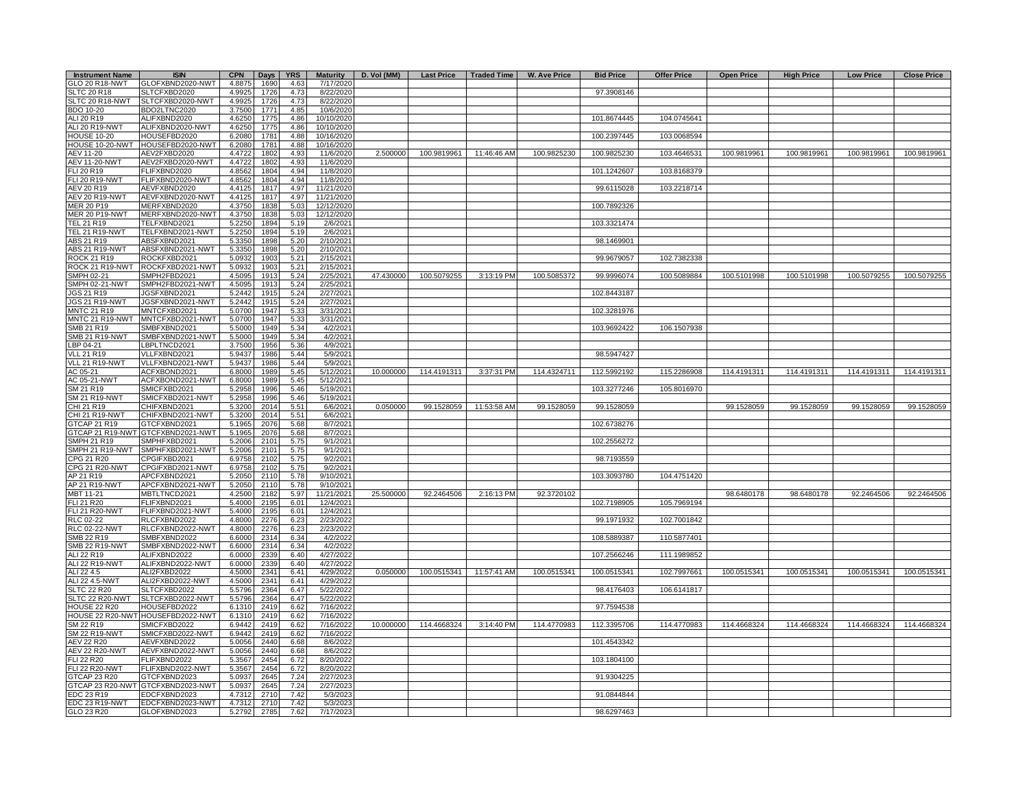| Instrument Name | ISIN | CPN | Days | YRS | Maturity | D. Vol (MM) | Last Price | Traded Time | W. Ave Price | Bid Price | Offer Price | Open Price | High Price | Low Price | Close Price |
|---|---|---|---|---|---|---|---|---|---|---|---|---|---|---|---|
| GLO 20 R18-NWT | GLOFXBND2020-NWT | 4.8875 | 1690 | 4.63 | 7/17/2020 | | | | | | | | | | |
| SLTC 20 R18 | SLTCFXBD2020 | 4.9925 | 1726 | 4.73 | 8/22/2020 | | | | | 97.3908146 | | | | | |
| SLTC 20 R18-NWT | SLTCFXBD2020-NWT | 4.9925 | 1726 | 4.73 | 8/22/2020 | | | | | | | | | | |
| BDO 10-20 | BDO2LTNC2020 | 3.7500 | 1771 | 4.85 | 10/6/2020 | | | | | | | | | | |
| ALI 20 R19 | ALIFXBND2020 | 4.6250 | 1775 | 4.86 | 10/10/2020 | | | | | 101.8674445 | 104.0745641 | | | | |
| ALI 20 R19-NWT | ALIFXBND2020-NWT | 4.6250 | 1775 | 4.86 | 10/10/2020 | | | | | | | | | | |
| HOUSE 10-20 | HOUSEFBD2020 | 6.2080 | 1781 | 4.88 | 10/16/2020 | | | | | 100.2397445 | 103.0068594 | | | | |
| HOUSE 10-20-NWT | HOUSEFBD2020-NWT | 6.2080 | 1781 | 4.88 | 10/16/2020 | | | | | | | | | | |
| AEV 11-20 | AEV2FXBD2020 | 4.4722 | 1802 | 4.93 | 11/6/2020 | 2.500000 | 100.9819961 | 11:46:46 AM | 100.9825230 | 100.9825230 | 103.4646531 | 100.9819961 | 100.9819961 | 100.9819961 | 100.9819961 |
| AEV 11-20-NWT | AEV2FXBD2020-NWT | 4.4722 | 1802 | 4.93 | 11/6/2020 | | | | | | | | | | |
| FLI 20 R19 | FLIFXBND2020 | 4.8562 | 1804 | 4.94 | 11/8/2020 | | | | | 101.1242607 | 103.8168379 | | | | |
| FLI 20 R19-NWT | FLIFXBND2020-NWT | 4.8562 | 1804 | 4.94 | 11/8/2020 | | | | | | | | | | |
| AEV 20 R19 | AEVFXBND2020 | 4.4125 | 1817 | 4.97 | 11/21/2020 | | | | | 99.6115028 | 103.2218714 | | | | |
| AEV 20 R19-NWT | AEVFXBND2020-NWT | 4.4125 | 1817 | 4.97 | 11/21/2020 | | | | | | | | | | |
| MER 20 P19 | MERFXBND2020 | 4.3750 | 1838 | 5.03 | 12/12/2020 | | | | | 100.7892326 | | | | | |
| MER 20 P19-NWT | MERFXBND2020-NWT | 4.3750 | 1838 | 5.03 | 12/12/2020 | | | | | | | | | | |
| TEL 21 R19 | TELFXBND2021 | 5.2250 | 1894 | 5.19 | 2/6/2021 | | | | | 103.3321474 | | | | | |
| TEL 21 R19-NWT | TELFXBND2021-NWT | 5.2250 | 1894 | 5.19 | 2/6/2021 | | | | | | | | | | |
| ABS 21 R19 | ABSFXBND2021 | 5.3350 | 1898 | 5.20 | 2/10/2021 | | | | | 98.1469901 | | | | | |
| ABS 21 R19-NWT | ABSFXBND2021-NWT | 5.3350 | 1898 | 5.20 | 2/10/2021 | | | | | | | | | | |
| ROCK 21 R19 | ROCKFXBD2021 | 5.0932 | 1903 | 5.21 | 2/15/2021 | | | | | 99.9679057 | 102.7382338 | | | | |
| ROCK 21 R19-NWT | ROCKFXBD2021-NWT | 5.0932 | 1903 | 5.21 | 2/15/2021 | | | | | | | | | | |
| SMPH 02-21 | SMPH2FBD2021 | 4.5095 | 1913 | 5.24 | 2/25/2021 | 47.430000 | 100.5079255 | 3:13:19 PM | 100.5085372 | 99.9996074 | 100.5089884 | 100.5101998 | 100.5101998 | 100.5079255 | 100.5079255 |
| SMPH 02-21-NWT | SMPH2FBD2021-NWT | 4.5095 | 1913 | 5.24 | 2/25/2021 | | | | | | | | | | |
| JGS 21 R19 | JGSFXBND2021 | 5.2442 | 1915 | 5.24 | 2/27/2021 | | | | | 102.8443187 | | | | | |
| JGS 21 R19-NWT | JGSFXBND2021-NWT | 5.2442 | 1915 | 5.24 | 2/27/2021 | | | | | | | | | | |
| MNTC 21 R19 | MNTCFXBD2021 | 5.0700 | 1947 | 5.33 | 3/31/2021 | | | | | 102.3281976 | | | | | |
| MNTC 21 R19-NWT | MNTCFXBD2021-NWT | 5.0700 | 1947 | 5.33 | 3/31/2021 | | | | | | | | | | |
| SMB 21 R19 | SMBFXBND2021 | 5.5000 | 1949 | 5.34 | 4/2/2021 | | | | | 103.9692422 | 106.1507938 | | | | |
| SMB 21 R19-NWT | SMBFXBND2021-NWT | 5.5000 | 1949 | 5.34 | 4/2/2021 | | | | | | | | | | |
| LBP 04-21 | LBPLTNCD2021 | 3.7500 | 1956 | 5.36 | 4/9/2021 | | | | | | | | | | |
| VLL 21 R19 | VLLFXBND2021 | 5.9437 | 1986 | 5.44 | 5/9/2021 | | | | | 98.5947427 | | | | | |
| VLL 21 R19-NWT | VLLFXBND2021-NWT | 5.9437 | 1986 | 5.44 | 5/9/2021 | | | | | | | | | | |
| AC 05-21 | ACFXBOND2021 | 6.8000 | 1989 | 5.45 | 5/12/2021 | 10.000000 | 114.4191311 | 3:37:31 PM | 114.4324711 | 112.5992192 | 115.2286908 | 114.4191311 | 114.4191311 | 114.4191311 | 114.4191311 |
| AC 05-21-NWT | ACFXBOND2021-NWT | 6.8000 | 1989 | 5.45 | 5/12/2021 | | | | | | | | | | |
| SM 21 R19 | SMICFXBD2021 | 5.2958 | 1996 | 5.46 | 5/19/2021 | | | | | 103.3277246 | 105.8016970 | | | | |
| SM 21 R19-NWT | SMICFXBD2021-NWT | 5.2958 | 1996 | 5.46 | 5/19/2021 | | | | | | | | | | |
| CHI 21 R19 | CHIFXBND2021 | 5.3200 | 2014 | 5.51 | 6/6/2021 | 0.050000 | 99.1528059 | 11:53:58 AM | 99.1528059 | 99.1528059 | | 99.1528059 | 99.1528059 | 99.1528059 | 99.1528059 |
| CHI 21 R19-NWT | CHIFXBND2021-NWT | 5.3200 | 2014 | 5.51 | 6/6/2021 | | | | | | | | | | |
| GTCAP 21 R19 | GTCFXBND2021 | 5.1965 | 2076 | 5.68 | 8/7/2021 | | | | | 102.6738276 | | | | | |
| GTCAP 21 R19-NWT | GTCFXBND2021-NWT | 5.1965 | 2076 | 5.68 | 8/7/2021 | | | | | | | | | | |
| SMPH 21 R19 | SMPHFXBD2021 | 5.2006 | 2101 | 5.75 | 9/1/2021 | | | | | 102.2556272 | | | | | |
| SMPH 21 R19-NWT | SMPHFXBD2021-NWT | 5.2006 | 2101 | 5.75 | 9/1/2021 | | | | | | | | | | |
| CPG 21 R20 | CPGIFXBD2021 | 6.9758 | 2102 | 5.75 | 9/2/2021 | | | | | 98.7193559 | | | | | |
| CPG 21 R20-NWT | CPGIFXBD2021-NWT | 6.9758 | 2102 | 5.75 | 9/2/2021 | | | | | | | | | | |
| AP 21 R19 | APCFXBND2021 | 5.2050 | 2110 | 5.78 | 9/10/2021 | | | | | 103.3093780 | 104.4751420 | | | | |
| AP 21 R19-NWT | APCFXBND2021-NWT | 5.2050 | 2110 | 5.78 | 9/10/2021 | | | | | | | | | | |
| MBT 11-21 | MBTLTNCD2021 | 4.2500 | 2182 | 5.97 | 11/21/2021 | 25.500000 | 92.2464506 | 2:16:13 PM | 92.3720102 | | | 98.6480178 | 98.6480178 | 92.2464506 | 92.2464506 |
| FLI 21 R20 | FLIFXBND2021 | 5.4000 | 2195 | 6.01 | 12/4/2021 | | | | | 102.7198905 | 105.7969194 | | | | |
| FLI 21 R20-NWT | FLIFXBND2021-NWT | 5.4000 | 2195 | 6.01 | 12/4/2021 | | | | | | | | | | |
| RLC 02-22 | RLCFXBND2022 | 4.8000 | 2276 | 6.23 | 2/23/2022 | | | | | 99.1971932 | 102.7001842 | | | | |
| RLC 02-22-NWT | RLCFXBND2022-NWT | 4.8000 | 2276 | 6.23 | 2/23/2022 | | | | | | | | | | |
| SMB 22 R19 | SMBFXBND2022 | 6.6000 | 2314 | 6.34 | 4/2/2022 | | | | | 108.5889387 | 110.5877401 | | | | |
| SMB 22 R19-NWT | SMBFXBND2022-NWT | 6.6000 | 2314 | 6.34 | 4/2/2022 | | | | | | | | | | |
| ALI 22 R19 | ALIFXBND2022 | 6.0000 | 2339 | 6.40 | 4/27/2022 | | | | | 107.2566246 | 111.1989852 | | | | |
| ALI 22 R19-NWT | ALIFXBND2022-NWT | 6.0000 | 2339 | 6.40 | 4/27/2022 | | | | | | | | | | |
| ALI 22 4.5 | ALI2FXBD2022 | 4.5000 | 2341 | 6.41 | 4/29/2022 | 0.050000 | 100.0515341 | 11:57:41 AM | 100.0515341 | 100.0515341 | 102.7997661 | 100.0515341 | 100.0515341 | 100.0515341 | 100.0515341 |
| ALI 22 4.5-NWT | ALI2FXBD2022-NWT | 4.5000 | 2341 | 6.41 | 4/29/2022 | | | | | | | | | | |
| SLTC 22 R20 | SLTCFXBD2022 | 5.5796 | 2364 | 6.47 | 5/22/2022 | | | | | 98.4176403 | 106.6141817 | | | | |
| SLTC 22 R20-NWT | SLTCFXBD2022-NWT | 5.5796 | 2364 | 6.47 | 5/22/2022 | | | | | | | | | | |
| HOUSE 22 R20 | HOUSEFBD2022 | 6.1310 | 2419 | 6.62 | 7/16/2022 | | | | | 97.7594538 | | | | | |
| HOUSE 22 R20-NWT | HOUSEFBD2022-NWT | 6.1310 | 2419 | 6.62 | 7/16/2022 | | | | | | | | | | |
| SM 22 R19 | SMICFXBD2022 | 6.9442 | 2419 | 6.62 | 7/16/2022 | 10.000000 | 114.4668324 | 3:14:40 PM | 114.4770983 | 112.3395706 | 114.4770983 | 114.4668324 | 114.4668324 | 114.4668324 | 114.4668324 |
| SM 22 R19-NWT | SMICFXBD2022-NWT | 6.9442 | 2419 | 6.62 | 7/16/2022 | | | | | | | | | | |
| AEV 22 R20 | AEVFXBND2022 | 5.0056 | 2440 | 6.68 | 8/6/2022 | | | | | 101.4543342 | | | | | |
| AEV 22 R20-NWT | AEVFXBND2022-NWT | 5.0056 | 2440 | 6.68 | 8/6/2022 | | | | | | | | | | |
| FLI 22 R20 | FLIFXBND2022 | 5.3567 | 2454 | 6.72 | 8/20/2022 | | | | | 103.1804100 | | | | | |
| FLI 22 R20-NWT | FLIFXBND2022-NWT | 5.3567 | 2454 | 6.72 | 8/20/2022 | | | | | | | | | | |
| GTCAP 23 R20 | GTCFXBND2023 | 5.0937 | 2645 | 7.24 | 2/27/2023 | | | | | 91.9304225 | | | | | |
| GTCAP 23 R20-NWT | GTCFXBND2023-NWT | 5.0937 | 2645 | 7.24 | 2/27/2023 | | | | | | | | | | |
| EDC 23 R19 | EDCFXBND2023 | 4.7312 | 2710 | 7.42 | 5/3/2023 | | | | | 91.0844844 | | | | | |
| EDC 23 R19-NWT | EDCFXBND2023-NWT | 4.7312 | 2710 | 7.42 | 5/3/2023 | | | | | | | | | | |
| GLO 23 R20 | GLOFXBND2023 | 5.2792 | 2785 | 7.62 | 7/17/2023 | | | | | 98.6297463 | | | | | |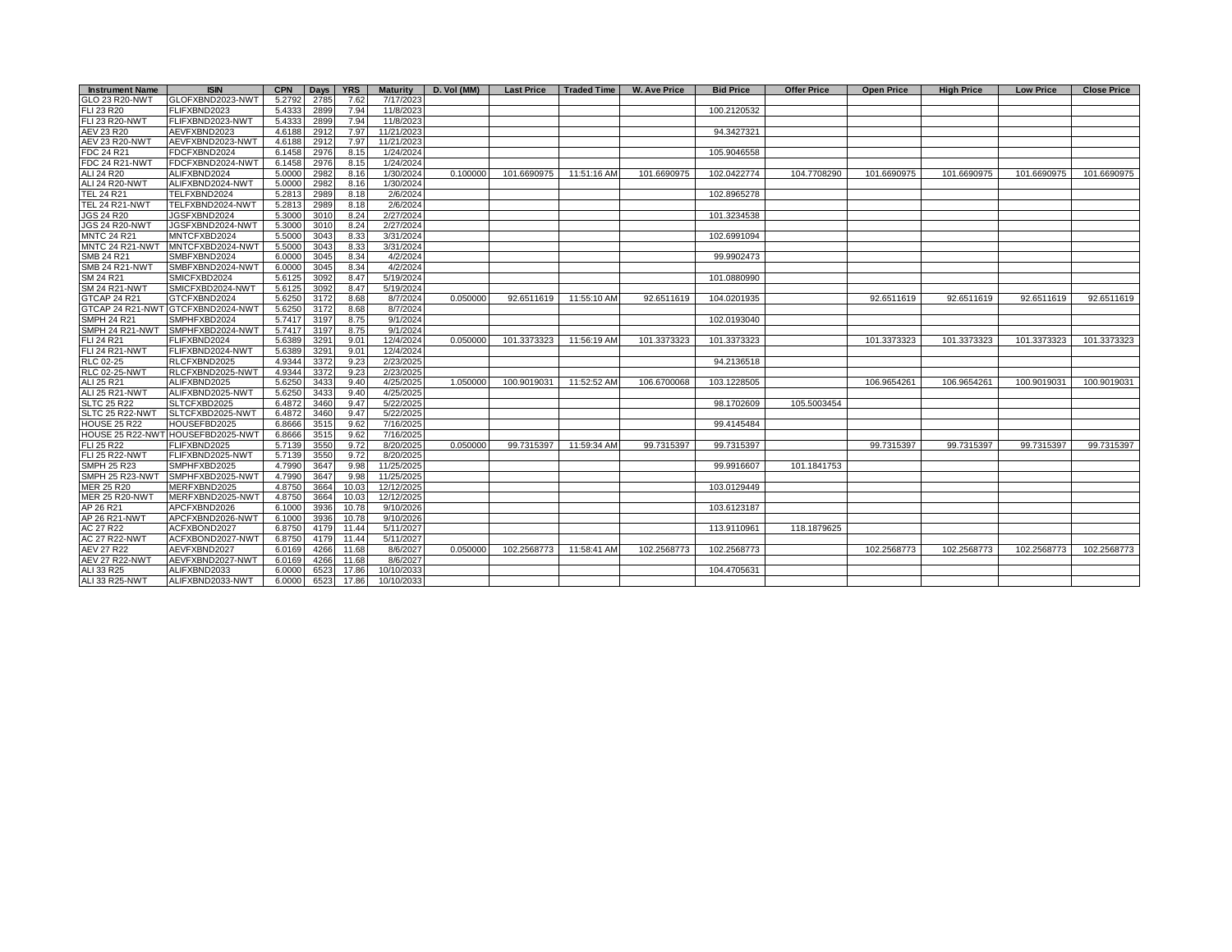| Instrument Name | ISIN | CPN | Days | YRS | Maturity | D. Vol (MM) | Last Price | Traded Time | W. Ave Price | Bid Price | Offer Price | Open Price | High Price | Low Price | Close Price |
|---|---|---|---|---|---|---|---|---|---|---|---|---|---|---|---|
| GLO 23 R20-NWT | GLOFXBND2023-NWT | 5.2792 | 2785 | 7.62 | 7/17/2023 | | | | | | | | | | |
| FLI 23 R20 | FLIFXBND2023 | 5.4333 | 2899 | 7.94 | 11/8/2023 | | | | | 100.2120532 | | | | | |
| FLI 23 R20-NWT | FLIFXBND2023-NWT | 5.4333 | 2899 | 7.94 | 11/8/2023 | | | | | | | | | | |
| AEV 23 R20 | AEVFXBND2023 | 4.6188 | 2912 | 7.97 | 11/21/2023 | | | | | 94.3427321 | | | | | |
| AEV 23 R20-NWT | AEVFXBND2023-NWT | 4.6188 | 2912 | 7.97 | 11/21/2023 | | | | | | | | | | |
| FDC 24 R21 | FDCFXBND2024 | 6.1458 | 2976 | 8.15 | 1/24/2024 | | | | | 105.9046558 | | | | | |
| FDC 24 R21-NWT | FDCFXBND2024-NWT | 6.1458 | 2976 | 8.15 | 1/24/2024 | | | | | | | | | | |
| ALI 24 R20 | ALIFXBND2024 | 5.0000 | 2982 | 8.16 | 1/30/2024 | 0.100000 | 101.6690975 | 11:51:16 AM | 101.6690975 | 102.0422774 | 104.7708290 | 101.6690975 | 101.6690975 | 101.6690975 | 101.6690975 |
| ALI 24 R20-NWT | ALIFXBND2024-NWT | 5.0000 | 2982 | 8.16 | 1/30/2024 | | | | | | | | | | |
| TEL 24 R21 | TELFXBND2024 | 5.2813 | 2989 | 8.18 | 2/6/2024 | | | | | 102.8965278 | | | | | |
| TEL 24 R21-NWT | TELFXBND2024-NWT | 5.2813 | 2989 | 8.18 | 2/6/2024 | | | | | | | | | | |
| JGS 24 R20 | JGSFXBND2024 | 5.3000 | 3010 | 8.24 | 2/27/2024 | | | | | 101.3234538 | | | | | |
| JGS 24 R20-NWT | JGSFXBND2024-NWT | 5.3000 | 3010 | 8.24 | 2/27/2024 | | | | | | | | | | |
| MNTC 24 R21 | MNTCFXBD2024 | 5.5000 | 3043 | 8.33 | 3/31/2024 | | | | | 102.6991094 | | | | | |
| MNTC 24 R21-NWT | MNTCFXBD2024-NWT | 5.5000 | 3043 | 8.33 | 3/31/2024 | | | | | | | | | | |
| SMB 24 R21 | SMBFXBND2024 | 6.0000 | 3045 | 8.34 | 4/2/2024 | | | | | 99.9902473 | | | | | |
| SMB 24 R21-NWT | SMBFXBND2024-NWT | 6.0000 | 3045 | 8.34 | 4/2/2024 | | | | | | | | | | |
| SM 24 R21 | SMICFXBD2024 | 5.6125 | 3092 | 8.47 | 5/19/2024 | | | | | 101.0880990 | | | | | |
| SM 24 R21-NWT | SMICFXBD2024-NWT | 5.6125 | 3092 | 8.47 | 5/19/2024 | | | | | | | | | | |
| GTCAP 24 R21 | GTCFXBND2024 | 5.6250 | 3172 | 8.68 | 8/7/2024 | 0.050000 | 92.6511619 | 11:55:10 AM | 92.6511619 | 104.0201935 | | 92.6511619 | 92.6511619 | 92.6511619 | 92.6511619 |
| GTCAP 24 R21-NWT | GTCFXBND2024-NWT | 5.6250 | 3172 | 8.68 | 8/7/2024 | | | | | | | | | | |
| SMPH 24 R21 | SMPHFXBD2024 | 5.7417 | 3197 | 8.75 | 9/1/2024 | | | | | 102.0193040 | | | | | |
| SMPH 24 R21-NWT | SMPHFXBD2024-NWT | 5.7417 | 3197 | 8.75 | 9/1/2024 | | | | | | | | | | |
| FLI 24 R21 | FLIFXBND2024 | 5.6389 | 3291 | 9.01 | 12/4/2024 | 0.050000 | 101.3373323 | 11:56:19 AM | 101.3373323 | 101.3373323 | | 101.3373323 | 101.3373323 | 101.3373323 | 101.3373323 |
| FLI 24 R21-NWT | FLIFXBND2024-NWT | 5.6389 | 3291 | 9.01 | 12/4/2024 | | | | | | | | | | |
| RLC 02-25 | RLCFXBND2025 | 4.9344 | 3372 | 9.23 | 2/23/2025 | | | | | 94.2136518 | | | | | |
| RLC 02-25-NWT | RLCFXBND2025-NWT | 4.9344 | 3372 | 9.23 | 2/23/2025 | | | | | | | | | | |
| ALI 25 R21 | ALIFXBND2025 | 5.6250 | 3433 | 9.40 | 4/25/2025 | 1.050000 | 100.9019031 | 11:52:52 AM | 106.6700068 | 103.1228505 | | 106.9654261 | 106.9654261 | 100.9019031 | 100.9019031 |
| ALI 25 R21-NWT | ALIFXBND2025-NWT | 5.6250 | 3433 | 9.40 | 4/25/2025 | | | | | | | | | | |
| SLTC 25 R22 | SLTCFXBD2025 | 6.4872 | 3460 | 9.47 | 5/22/2025 | | | | | 98.1702609 | 105.5003454 | | | | |
| SLTC 25 R22-NWT | SLTCFXBD2025-NWT | 6.4872 | 3460 | 9.47 | 5/22/2025 | | | | | | | | | | |
| HOUSE 25 R22 | HOUSEFBD2025 | 6.8666 | 3515 | 9.62 | 7/16/2025 | | | | | 99.4145484 | | | | | |
| HOUSE 25 R22-NWT | HOUSEFBD2025-NWT | 6.8666 | 3515 | 9.62 | 7/16/2025 | | | | | | | | | | |
| FLI 25 R22 | FLIFXBND2025 | 5.7139 | 3550 | 9.72 | 8/20/2025 | 0.050000 | 99.7315397 | 11:59:34 AM | 99.7315397 | 99.7315397 | | 99.7315397 | 99.7315397 | 99.7315397 | 99.7315397 |
| FLI 25 R22-NWT | FLIFXBND2025-NWT | 5.7139 | 3550 | 9.72 | 8/20/2025 | | | | | | | | | | |
| SMPH 25 R23 | SMPHFXBD2025 | 4.7990 | 3647 | 9.98 | 11/25/2025 | | | | | 99.9916607 | 101.1841753 | | | | |
| SMPH 25 R23-NWT | SMPHFXBD2025-NWT | 4.7990 | 3647 | 9.98 | 11/25/2025 | | | | | | | | | | |
| MER 25 R20 | MERFXBND2025 | 4.8750 | 3664 | 10.03 | 12/12/2025 | | | | | 103.0129449 | | | | | |
| MER 25 R20-NWT | MERFXBND2025-NWT | 4.8750 | 3664 | 10.03 | 12/12/2025 | | | | | | | | | | |
| AP 26 R21 | APCFXBND2026 | 6.1000 | 3936 | 10.78 | 9/10/2026 | | | | | 103.6123187 | | | | | |
| AP 26 R21-NWT | APCFXBND2026-NWT | 6.1000 | 3936 | 10.78 | 9/10/2026 | | | | | | | | | | |
| AC 27 R22 | ACFXBOND2027 | 6.8750 | 4179 | 11.44 | 5/11/2027 | | | | | 113.9110961 | 118.1879625 | | | | |
| AC 27 R22-NWT | ACFXBOND2027-NWT | 6.8750 | 4179 | 11.44 | 5/11/2027 | | | | | | | | | | |
| AEV 27 R22 | AEVFXBND2027 | 6.0169 | 4266 | 11.68 | 8/6/2027 | 0.050000 | 102.2568773 | 11:58:41 AM | 102.2568773 | 102.2568773 | | 102.2568773 | 102.2568773 | 102.2568773 | 102.2568773 |
| AEV 27 R22-NWT | AEVFXBND2027-NWT | 6.0169 | 4266 | 11.68 | 8/6/2027 | | | | | | | | | | |
| ALI 33 R25 | ALIFXBND2033 | 6.0000 | 6523 | 17.86 | 10/10/2033 | | | | | 104.4705631 | | | | | |
| ALI 33 R25-NWT | ALIFXBND2033-NWT | 6.0000 | 6523 | 17.86 | 10/10/2033 | | | | | | | | | | |